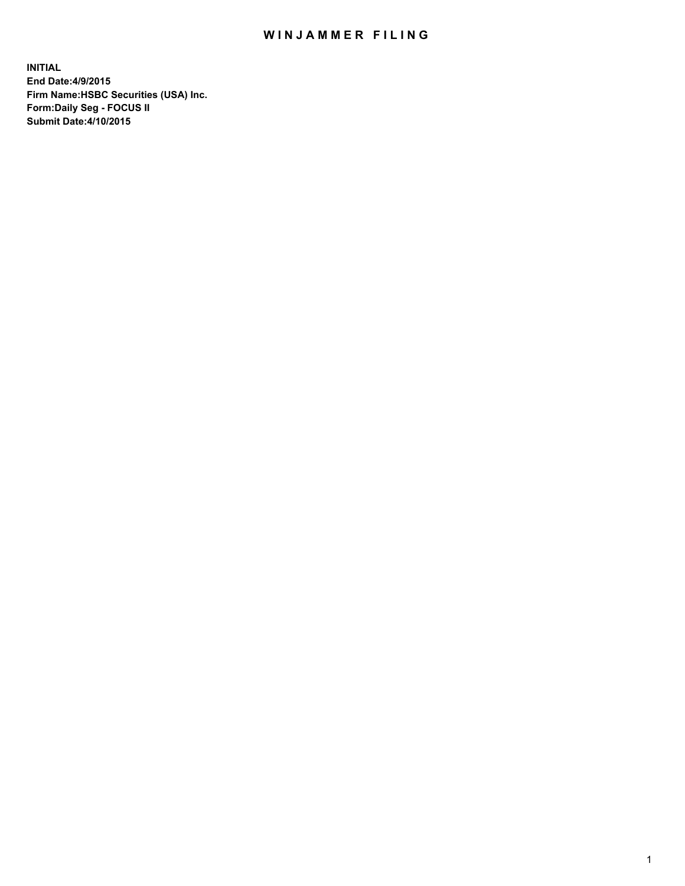# WINJAMMER FILING

**INITIAL**
**End Date:4/9/2015**
**Firm Name:HSBC Securities (USA) Inc.**
**Form:Daily Seg - FOCUS II**
**Submit Date:4/10/2015**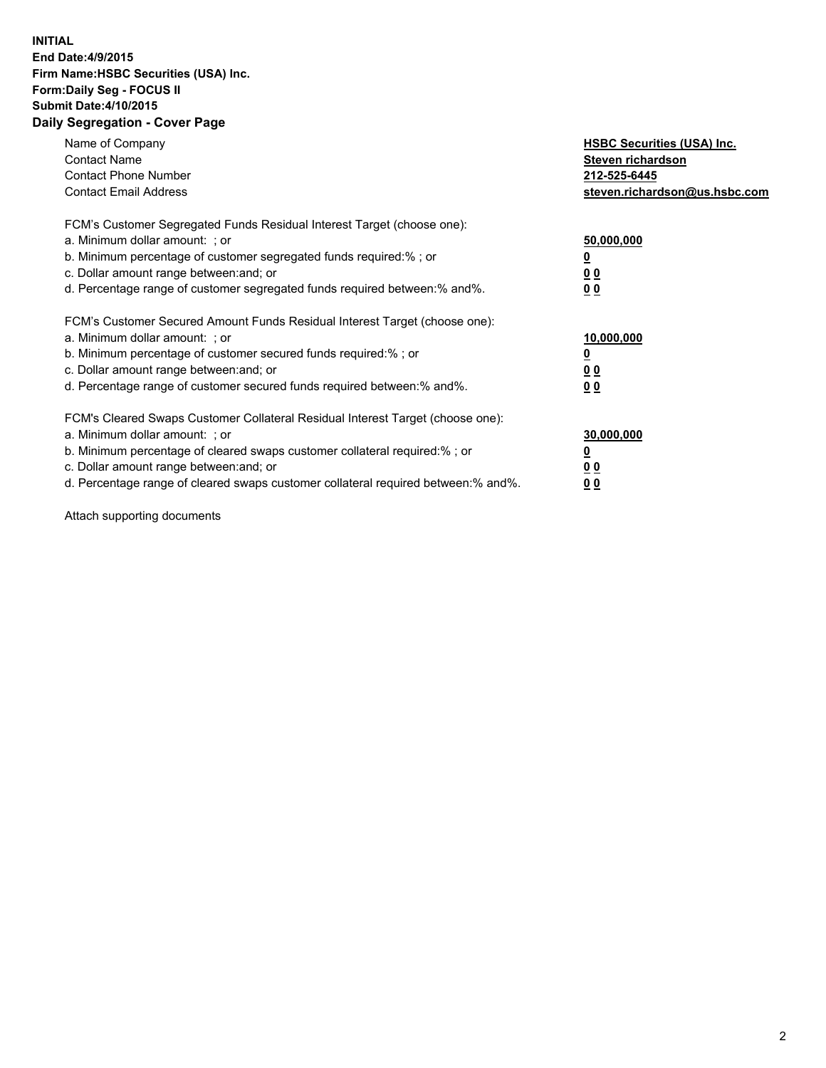**INITIAL**
**End Date:4/9/2015**
**Firm Name:HSBC Securities (USA) Inc.**
**Form:Daily Seg - FOCUS II**
**Submit Date:4/10/2015**

## Daily Segregation - Cover Page

| | |
|---|---|
| Name of Company | **HSBC Securities (USA) Inc.** |
| Contact Name | **Steven richardson** |
| Contact Phone Number | **212-525-6445** |
| Contact Email Address | **steven.richardson@us.hsbc.com** |

| | |
|---|---|
| FCM's Customer Segregated Funds Residual Interest Target (choose one): | |
| a. Minimum dollar amount: ; or | **50,000,000** |
| b. Minimum percentage of customer segregated funds required:% ; or | **0** |
| c. Dollar amount range between:and; or | **0 0** |
| d. Percentage range of customer segregated funds required between:% and%. | **0 0** |
| FCM's Customer Secured Amount Funds Residual Interest Target (choose one): | |
| a. Minimum dollar amount: ; or | **10,000,000** |
| b. Minimum percentage of customer secured funds required:% ; or | **0** |
| c. Dollar amount range between:and; or | **0 0** |
| d. Percentage range of customer secured funds required between:% and%. | **0 0** |
| FCM's Cleared Swaps Customer Collateral Residual Interest Target (choose one): | |
| a. Minimum dollar amount: ; or | **30,000,000** |
| b. Minimum percentage of cleared swaps customer collateral required:% ; or | **0** |
| c. Dollar amount range between:and; or | **0 0** |
| d. Percentage range of cleared swaps customer collateral required between:% and%. | **0 0** |

Attach supporting documents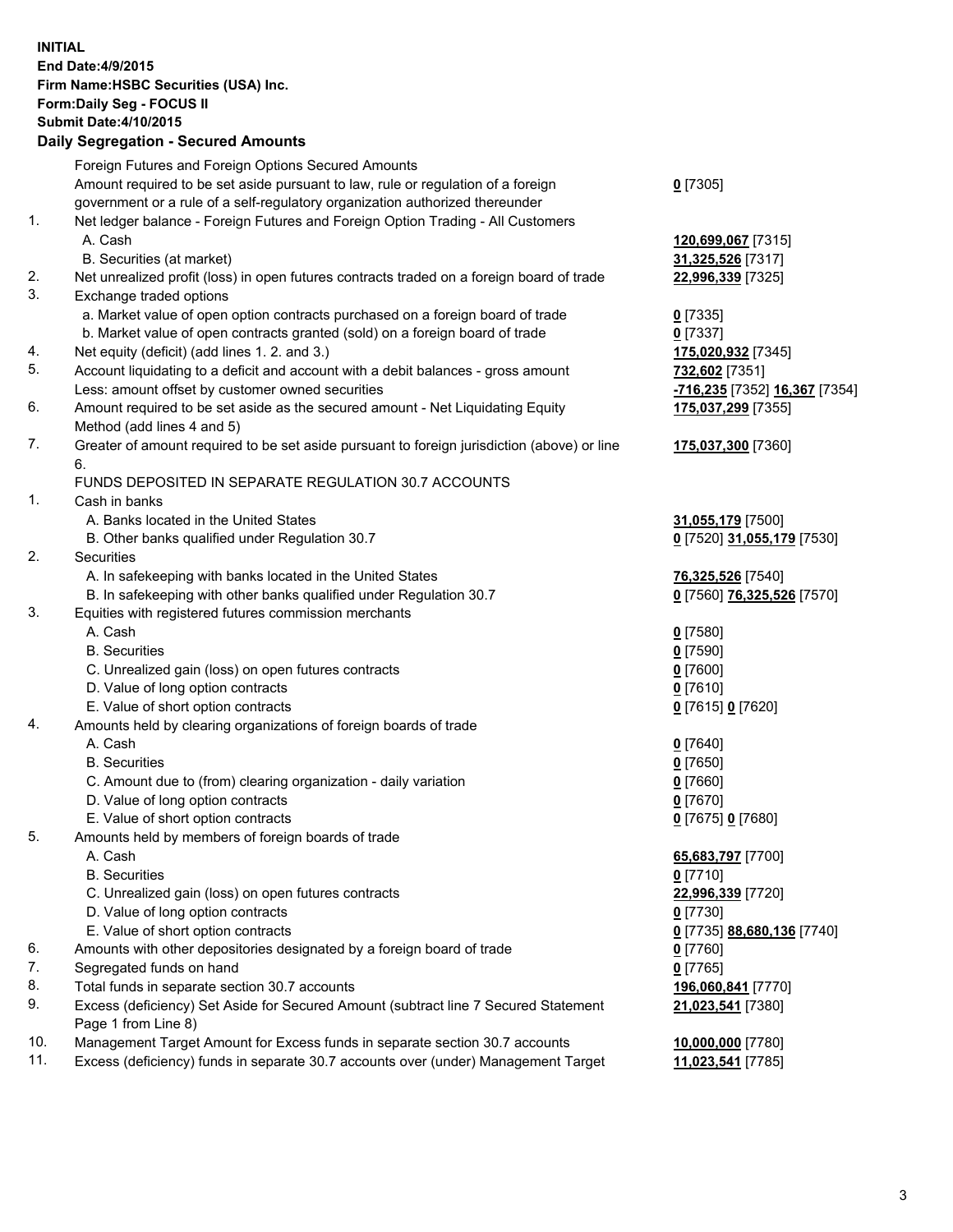**INITIAL**
**End Date:4/9/2015**
**Firm Name:HSBC Securities (USA) Inc.**
**Form:Daily Seg - FOCUS II**
**Submit Date:4/10/2015**

## Daily Segregation - Secured Amounts

| | | |
|---|---|---|
| | Foreign Futures and Foreign Options Secured Amounts | |
| | Amount required to be set aside pursuant to law, rule or regulation of a foreign government or a rule of a self-regulatory organization authorized thereunder | **0** [7305] |
| 1. | Net ledger balance - Foreign Futures and Foreign Option Trading - All Customers | |
| | A. Cash | **120,699,067** [7315] |
| | B. Securities (at market) | **31,325,526** [7317] |
| 2. | Net unrealized profit (loss) in open futures contracts traded on a foreign board of trade | **22,996,339** [7325] |
| 3. | Exchange traded options | |
| | a. Market value of open option contracts purchased on a foreign board of trade | **0** [7335] |
| | b. Market value of open contracts granted (sold) on a foreign board of trade | **0** [7337] |
| 4. | Net equity (deficit) (add lines 1. 2. and 3.) | **175,020,932** [7345] |
| 5. | Account liquidating to a deficit and account with a debit balances - gross amount | **732,602** [7351] |
| | Less: amount offset by customer owned securities | **-716,235** [7352] **16,367** [7354] |
| 6. | Amount required to be set aside as the secured amount - Net Liquidating Equity Method (add lines 4 and 5) | **175,037,299** [7355] |
| 7. | Greater of amount required to be set aside pursuant to foreign jurisdiction (above) or line 6. | **175,037,300** [7360] |
| | FUNDS DEPOSITED IN SEPARATE REGULATION 30.7 ACCOUNTS | |
| 1. | Cash in banks | |
| | A. Banks located in the United States | **31,055,179** [7500] |
| | B. Other banks qualified under Regulation 30.7 | **0** [7520] **31,055,179** [7530] |
| 2. | Securities | |
| | A. In safekeeping with banks located in the United States | **76,325,526** [7540] |
| | B. In safekeeping with other banks qualified under Regulation 30.7 | **0** [7560] **76,325,526** [7570] |
| 3. | Equities with registered futures commission merchants | |
| | A. Cash | **0** [7580] |
| | B. Securities | **0** [7590] |
| | C. Unrealized gain (loss) on open futures contracts | **0** [7600] |
| | D. Value of long option contracts | **0** [7610] |
| | E. Value of short option contracts | **0** [7615] **0** [7620] |
| 4. | Amounts held by clearing organizations of foreign boards of trade | |
| | A. Cash | **0** [7640] |
| | B. Securities | **0** [7650] |
| | C. Amount due to (from) clearing organization - daily variation | **0** [7660] |
| | D. Value of long option contracts | **0** [7670] |
| | E. Value of short option contracts | **0** [7675] **0** [7680] |
| 5. | Amounts held by members of foreign boards of trade | |
| | A. Cash | **65,683,797** [7700] |
| | B. Securities | **0** [7710] |
| | C. Unrealized gain (loss) on open futures contracts | **22,996,339** [7720] |
| | D. Value of long option contracts | **0** [7730] |
| | E. Value of short option contracts | **0** [7735] **88,680,136** [7740] |
| 6. | Amounts with other depositories designated by a foreign board of trade | **0** [7760] |
| 7. | Segregated funds on hand | **0** [7765] |
| 8. | Total funds in separate section 30.7 accounts | **196,060,841** [7770] |
| 9. | Excess (deficiency) Set Aside for Secured Amount (subtract line 7 Secured Statement Page 1 from Line 8) | **21,023,541** [7380] |
| 10. | Management Target Amount for Excess funds in separate section 30.7 accounts | **10,000,000** [7780] |
| 11. | Excess (deficiency) funds in separate 30.7 accounts over (under) Management Target | **11,023,541** [7785] |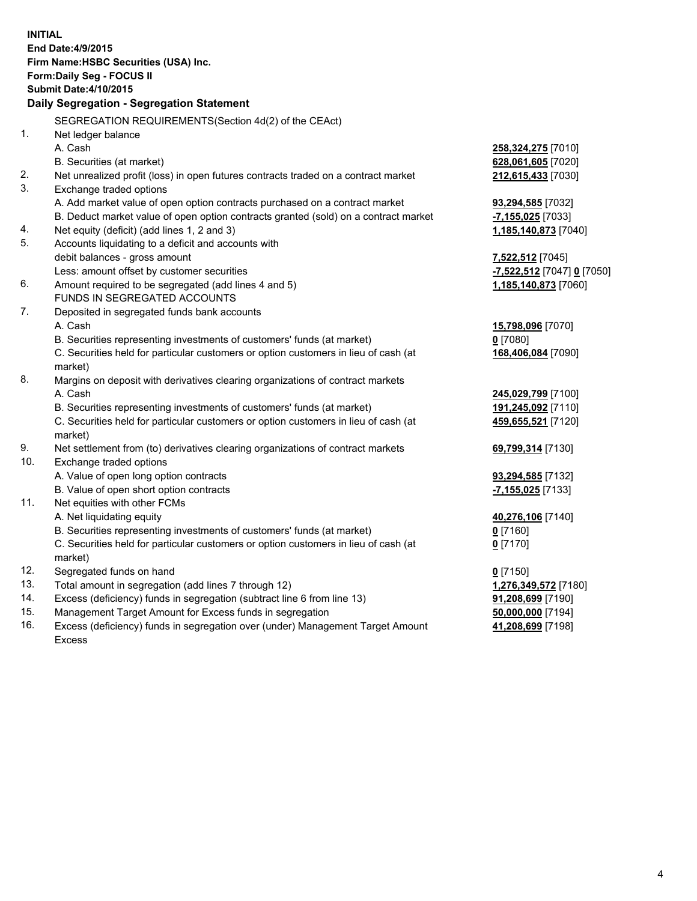**INITIAL**
**End Date:4/9/2015**
**Firm Name:HSBC Securities (USA) Inc.**
**Form:Daily Seg - FOCUS II**
**Submit Date:4/10/2015**

**Daily Segregation - Segregation Statement**

SEGREGATION REQUIREMENTS(Section 4d(2) of the CEAct)

| | | |
|---|---|---|
| 1. | Net ledger balance | |
| | A. Cash | 258,324,275 [7010] |
| | B. Securities (at market) | 628,061,605 [7020] |
| 2. | Net unrealized profit (loss) in open futures contracts traded on a contract market | 212,615,433 [7030] |
| 3. | Exchange traded options | |
| | A. Add market value of open option contracts purchased on a contract market | 93,294,585 [7032] |
| | B. Deduct market value of open option contracts granted (sold) on a contract market | -7,155,025 [7033] |
| 4. | Net equity (deficit) (add lines 1, 2 and 3) | 1,185,140,873 [7040] |
| 5. | Accounts liquidating to a deficit and accounts with | |
| | debit balances - gross amount | 7,522,512 [7045] |
| | Less: amount offset by customer securities | -7,522,512 [7047] 0 [7050] |
| 6. | Amount required to be segregated (add lines 4 and 5) | 1,185,140,873 [7060] |
| | FUNDS IN SEGREGATED ACCOUNTS | |
| 7. | Deposited in segregated funds bank accounts | |
| | A. Cash | 15,798,096 [7070] |
| | B. Securities representing investments of customers' funds (at market) | 0 [7080] |
| | C. Securities held for particular customers or option customers in lieu of cash (at market) | 168,406,084 [7090] |
| 8. | Margins on deposit with derivatives clearing organizations of contract markets | |
| | A. Cash | 245,029,799 [7100] |
| | B. Securities representing investments of customers' funds (at market) | 191,245,092 [7110] |
| | C. Securities held for particular customers or option customers in lieu of cash (at market) | 459,655,521 [7120] |
| 9. | Net settlement from (to) derivatives clearing organizations of contract markets | 69,799,314 [7130] |
| 10. | Exchange traded options | |
| | A. Value of open long option contracts | 93,294,585 [7132] |
| | B. Value of open short option contracts | -7,155,025 [7133] |
| 11. | Net equities with other FCMs | |
| | A. Net liquidating equity | 40,276,106 [7140] |
| | B. Securities representing investments of customers' funds (at market) | 0 [7160] |
| | C. Securities held for particular customers or option customers in lieu of cash (at market) | 0 [7170] |
| 12. | Segregated funds on hand | 0 [7150] |
| 13. | Total amount in segregation (add lines 7 through 12) | 1,276,349,572 [7180] |
| 14. | Excess (deficiency) funds in segregation (subtract line 6 from line 13) | 91,208,699 [7190] |
| 15. | Management Target Amount for Excess funds in segregation | 50,000,000 [7194] |
| 16. | Excess (deficiency) funds in segregation over (under) Management Target Amount Excess | 41,208,699 [7198] |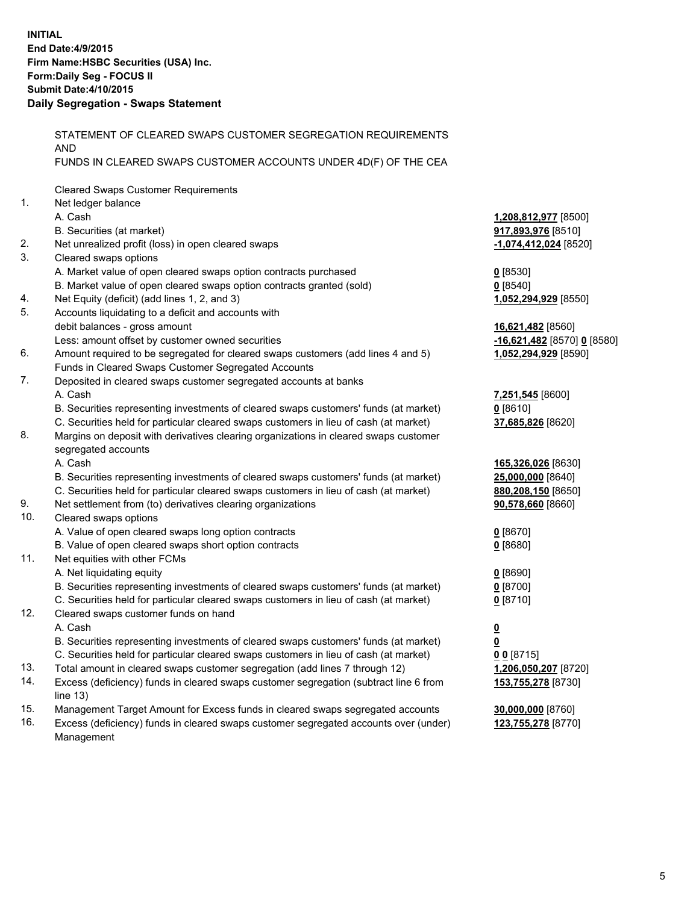**INITIAL**
**End Date:4/9/2015**
**Firm Name:HSBC Securities (USA) Inc.**
**Form:Daily Seg - FOCUS II**
**Submit Date:4/10/2015**
**Daily Segregation - Swaps Statement**

STATEMENT OF CLEARED SWAPS CUSTOMER SEGREGATION REQUIREMENTS AND FUNDS IN CLEARED SWAPS CUSTOMER ACCOUNTS UNDER 4D(F) OF THE CEA

| | | |
|---|---|---|
| | Cleared Swaps Customer Requirements | |
| 1. | Net ledger balance | |
| | A. Cash | **1,208,812,977** [8500] |
| | B. Securities (at market) | **917,893,976** [8510] |
| 2. | Net unrealized profit (loss) in open cleared swaps | **-1,074,412,024** [8520] |
| 3. | Cleared swaps options | |
| | A. Market value of open cleared swaps option contracts purchased | **0** [8530] |
| | B. Market value of open cleared swaps option contracts granted (sold) | **0** [8540] |
| 4. | Net Equity (deficit) (add lines 1, 2, and 3) | **1,052,294,929** [8550] |
| 5. | Accounts liquidating to a deficit and accounts with debit balances - gross amount | **16,621,482** [8560] |
| | Less: amount offset by customer owned securities | **-16,621,482** [8570] **0** [8580] |
| 6. | Amount required to be segregated for cleared swaps customers (add lines 4 and 5) | **1,052,294,929** [8590] |
| | Funds in Cleared Swaps Customer Segregated Accounts | |
| 7. | Deposited in cleared swaps customer segregated accounts at banks | |
| | A. Cash | **7,251,545** [8600] |
| | B. Securities representing investments of cleared swaps customers' funds (at market) | **0** [8610] |
| | C. Securities held for particular cleared swaps customers in lieu of cash (at market) | **37,685,826** [8620] |
| 8. | Margins on deposit with derivatives clearing organizations in cleared swaps customer segregated accounts | |
| | A. Cash | **165,326,026** [8630] |
| | B. Securities representing investments of cleared swaps customers' funds (at market) | **25,000,000** [8640] |
| | C. Securities held for particular cleared swaps customers in lieu of cash (at market) | **880,208,150** [8650] |
| 9. | Net settlement from (to) derivatives clearing organizations | **90,578,660** [8660] |
| 10. | Cleared swaps options | |
| | A. Value of open cleared swaps long option contracts | **0** [8670] |
| | B. Value of open cleared swaps short option contracts | **0** [8680] |
| 11. | Net equities with other FCMs | |
| | A. Net liquidating equity | **0** [8690] |
| | B. Securities representing investments of cleared swaps customers' funds (at market) | **0** [8700] |
| | C. Securities held for particular cleared swaps customers in lieu of cash (at market) | **0** [8710] |
| 12. | Cleared swaps customer funds on hand | |
| | A. Cash | **0** |
| | B. Securities representing investments of cleared swaps customers' funds (at market) | **0** |
| | C. Securities held for particular cleared swaps customers in lieu of cash (at market) | **0** **0** [8715] |
| 13. | Total amount in cleared swaps customer segregation (add lines 7 through 12) | **1,206,050,207** [8720] |
| 14. | Excess (deficiency) funds in cleared swaps customer segregation (subtract line 6 from line 13) | **153,755,278** [8730] |
| 15. | Management Target Amount for Excess funds in cleared swaps segregated accounts | **30,000,000** [8760] |
| 16. | Excess (deficiency) funds in cleared swaps customer segregated accounts over (under) Management | **123,755,278** [8770] |